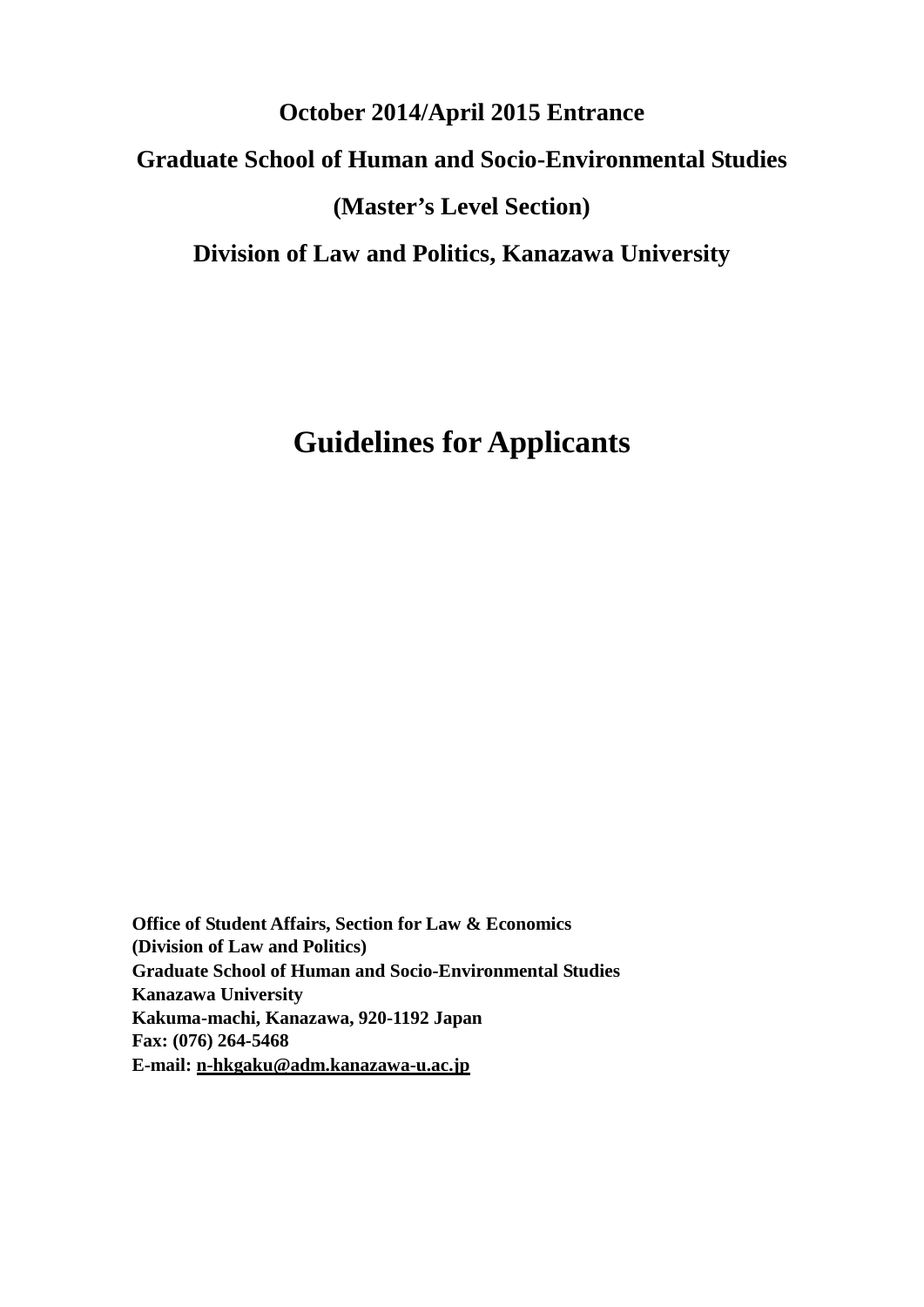**October 2014/April 2015 Entrance**

**Graduate School of Human and Socio-Environmental Studies**

**(Master's Level Section)**

**Division of Law and Politics, Kanazawa University**

# Guidelines for Applicants

**Office of Student Affairs, Section for Law & Economics**
**(Division of Law and Politics)**
**Graduate School of Human and Socio-Environmental Studies**
**Kanazawa University**
**Kakuma-machi, Kanazawa, 920-1192 Japan**
**Fax: (076) 264-5468**
**E-mail: n-hkgaku@adm.kanazawa-u.ac.jp**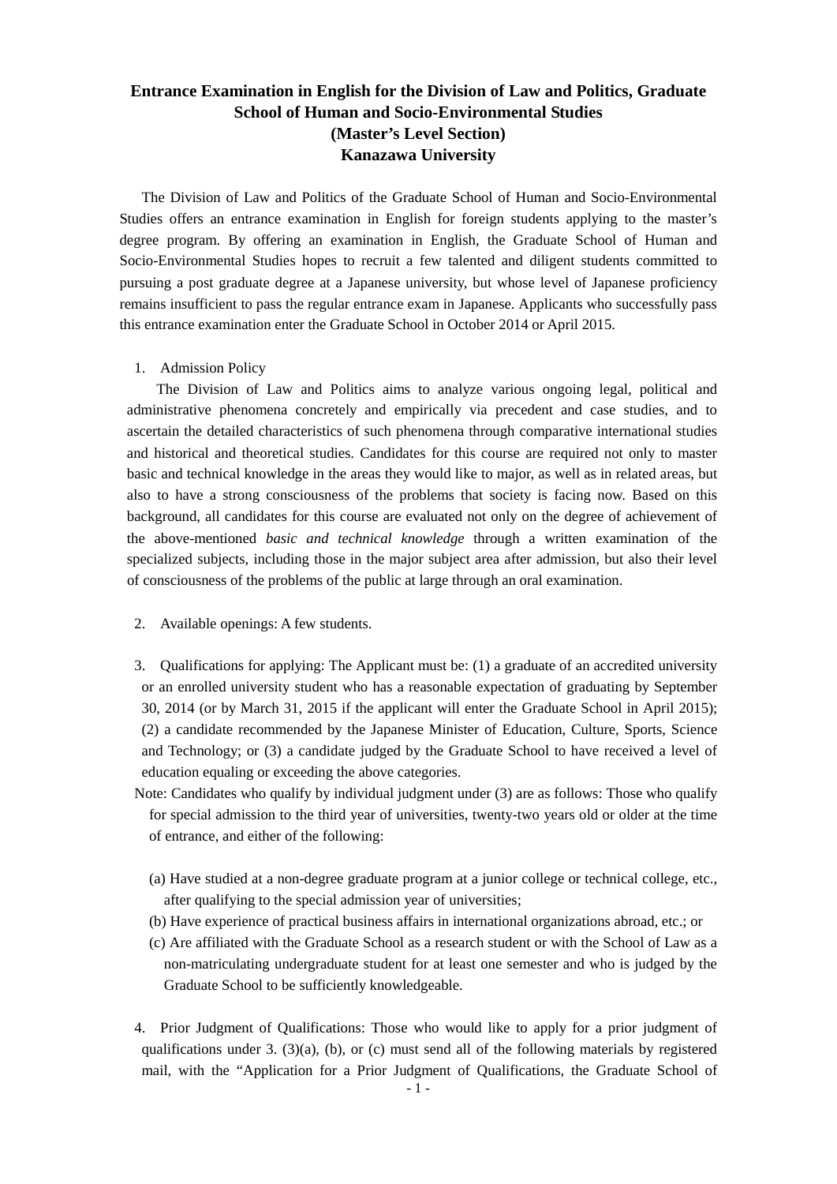**Entrance Examination in English for the Division of Law and Politics, Graduate School of Human and Socio-Environmental Studies (Master's Level Section) Kanazawa University**

The Division of Law and Politics of the Graduate School of Human and Socio-Environmental Studies offers an entrance examination in English for foreign students applying to the master's degree program. By offering an examination in English, the Graduate School of Human and Socio-Environmental Studies hopes to recruit a few talented and diligent students committed to pursuing a post graduate degree at a Japanese university, but whose level of Japanese proficiency remains insufficient to pass the regular entrance exam in Japanese. Applicants who successfully pass this entrance examination enter the Graduate School in October 2014 or April 2015.

1. Admission Policy

   The Division of Law and Politics aims to analyze various ongoing legal, political and administrative phenomena concretely and empirically via precedent and case studies, and to ascertain the detailed characteristics of such phenomena through comparative international studies and historical and theoretical studies. Candidates for this course are required not only to master basic and technical knowledge in the areas they would like to major, as well as in related areas, but also to have a strong consciousness of the problems that society is facing now. Based on this background, all candidates for this course are evaluated not only on the degree of achievement of the above-mentioned *basic and technical knowledge* through a written examination of the specialized subjects, including those in the major subject area after admission, but also their level of consciousness of the problems of the public at large through an oral examination.

2. Available openings: A few students.

3. Qualifications for applying: The Applicant must be: (1) a graduate of an accredited university or an enrolled university student who has a reasonable expectation of graduating by September 30, 2014 (or by March 31, 2015 if the applicant will enter the Graduate School in April 2015); (2) a candidate recommended by the Japanese Minister of Education, Culture, Sports, Science and Technology; or (3) a candidate judged by the Graduate School to have received a level of education equaling or exceeding the above categories.

   Note: Candidates who qualify by individual judgment under (3) are as follows: Those who qualify for special admission to the third year of universities, twenty-two years old or older at the time of entrance, and either of the following:

   (a) Have studied at a non-degree graduate program at a junior college or technical college, etc., after qualifying to the special admission year of universities;
   (b) Have experience of practical business affairs in international organizations abroad, etc.; or
   (c) Are affiliated with the Graduate School as a research student or with the School of Law as a non-matriculating undergraduate student for at least one semester and who is judged by the Graduate School to be sufficiently knowledgeable.

4. Prior Judgment of Qualifications: Those who would like to apply for a prior judgment of qualifications under 3. (3)(a), (b), or (c) must send all of the following materials by registered mail, with the "Application for a Prior Judgment of Qualifications, the Graduate School of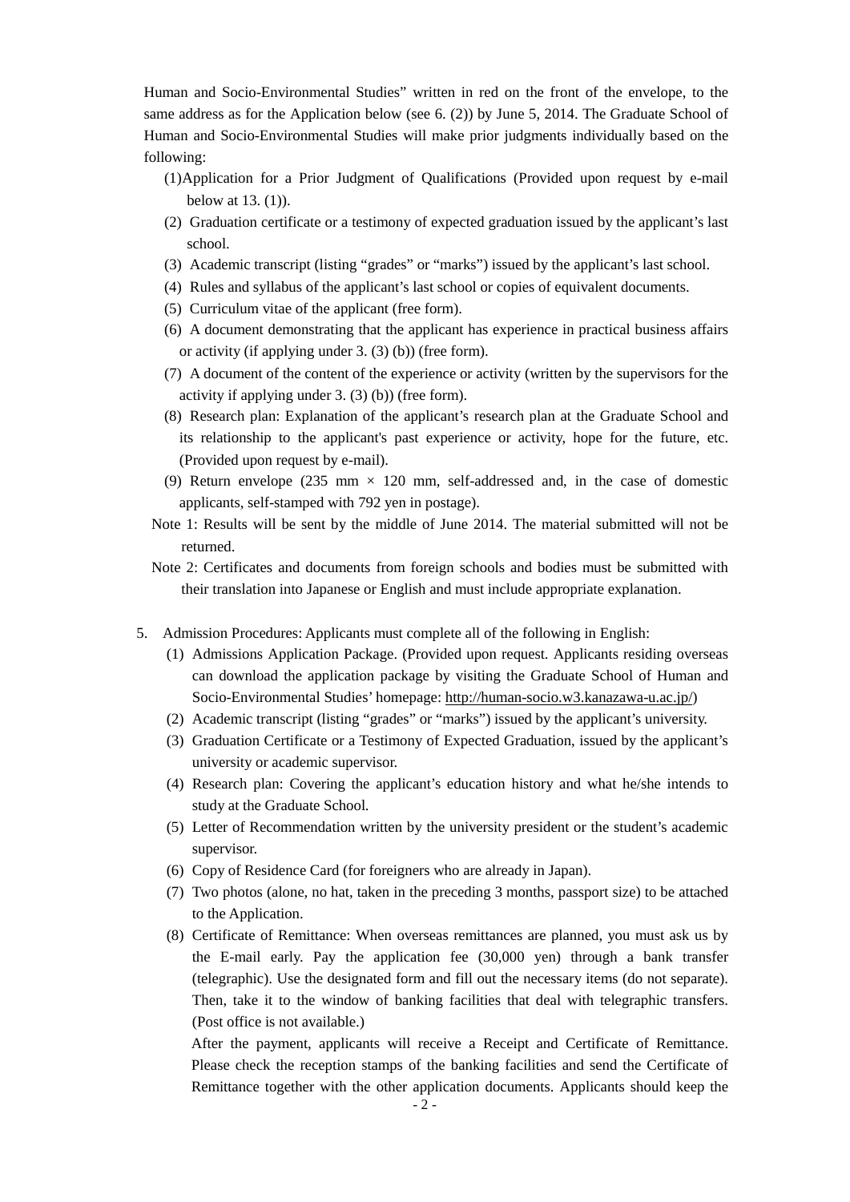Human and Socio-Environmental Studies" written in red on the front of the envelope, to the same address as for the Application below (see 6. (2)) by June 5, 2014. The Graduate School of Human and Socio-Environmental Studies will make prior judgments individually based on the following:

(1) Application for a Prior Judgment of Qualifications (Provided upon request by e-mail below at 13. (1)).
(2) Graduation certificate or a testimony of expected graduation issued by the applicant's last school.
(3) Academic transcript (listing "grades" or "marks") issued by the applicant's last school.
(4) Rules and syllabus of the applicant's last school or copies of equivalent documents.
(5) Curriculum vitae of the applicant (free form).
(6) A document demonstrating that the applicant has experience in practical business affairs or activity (if applying under 3. (3) (b)) (free form).
(7) A document of the content of the experience or activity (written by the supervisors for the activity if applying under 3. (3) (b)) (free form).
(8) Research plan: Explanation of the applicant's research plan at the Graduate School and its relationship to the applicant's past experience or activity, hope for the future, etc. (Provided upon request by e-mail).
(9) Return envelope (235 mm × 120 mm, self-addressed and, in the case of domestic applicants, self-stamped with 792 yen in postage).

Note 1: Results will be sent by the middle of June 2014. The material submitted will not be returned.

Note 2: Certificates and documents from foreign schools and bodies must be submitted with their translation into Japanese or English and must include appropriate explanation.

5. Admission Procedures: Applicants must complete all of the following in English:

(1) Admissions Application Package. (Provided upon request. Applicants residing overseas can download the application package by visiting the Graduate School of Human and Socio-Environmental Studies' homepage: http://human-socio.w3.kanazawa-u.ac.jp/)
(2) Academic transcript (listing "grades" or "marks") issued by the applicant's university.
(3) Graduation Certificate or a Testimony of Expected Graduation, issued by the applicant's university or academic supervisor.
(4) Research plan: Covering the applicant's education history and what he/she intends to study at the Graduate School.
(5) Letter of Recommendation written by the university president or the student's academic supervisor.
(6) Copy of Residence Card (for foreigners who are already in Japan).
(7) Two photos (alone, no hat, taken in the preceding 3 months, passport size) to be attached to the Application.
(8) Certificate of Remittance: When overseas remittances are planned, you must ask us by the E-mail early. Pay the application fee (30,000 yen) through a bank transfer (telegraphic). Use the designated form and fill out the necessary items (do not separate). Then, take it to the window of banking facilities that deal with telegraphic transfers. (Post office is not available.)

   After the payment, applicants will receive a Receipt and Certificate of Remittance. Please check the reception stamps of the banking facilities and send the Certificate of Remittance together with the other application documents. Applicants should keep the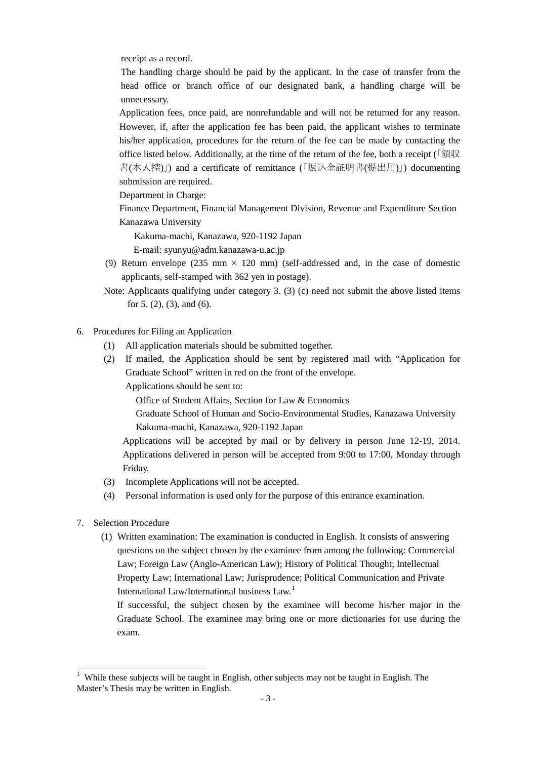receipt as a record.

The handling charge should be paid by the applicant. In the case of transfer from the head office or branch office of our designated bank, a handling charge will be unnecessary.

Application fees, once paid, are nonrefundable and will not be returned for any reason. However, if, after the application fee has been paid, the applicant wishes to terminate his/her application, procedures for the return of the fee can be made by contacting the office listed below. Additionally, at the time of the return of the fee, both a receipt (「領収書(本人控)」) and a certificate of remittance (「振込金証明書(提出用)」) documenting submission are required.

Department in Charge:

Finance Department, Financial Management Division, Revenue and Expenditure Section

Kanazawa University

Kakuma-machi, Kanazawa, 920-1192 Japan

E-mail: syunyu@adm.kanazawa-u.ac.jp

(9) Return envelope (235 mm × 120 mm) (self-addressed and, in the case of domestic applicants, self-stamped with 362 yen in postage).

Note: Applicants qualifying under category 3. (3) (c) need not submit the above listed items for 5. (2), (3), and (6).

6. Procedures for Filing an Application

(1) All application materials should be submitted together.

(2) If mailed, the Application should be sent by registered mail with "Application for Graduate School" written in red on the front of the envelope.

Applications should be sent to:

Office of Student Affairs, Section for Law & Economics

Graduate School of Human and Socio-Environmental Studies, Kanazawa University

Kakuma-machi, Kanazawa, 920-1192 Japan

Applications will be accepted by mail or by delivery in person June 12-19, 2014. Applications delivered in person will be accepted from 9:00 to 17:00, Monday through Friday.

(3) Incomplete Applications will not be accepted.

(4) Personal information is used only for the purpose of this entrance examination.

7. Selection Procedure

(1) Written examination: The examination is conducted in English. It consists of answering questions on the subject chosen by the examinee from among the following: Commercial Law; Foreign Law (Anglo-American Law); History of Political Thought; Intellectual Property Law; International Law; Jurisprudence; Political Communication and Private International Law/International business Law.[1]

If successful, the subject chosen by the examinee will become his/her major in the Graduate School. The examinee may bring one or more dictionaries for use during the exam.

[1] While these subjects will be taught in English, other subjects may not be taught in English. The Master's Thesis may be written in English.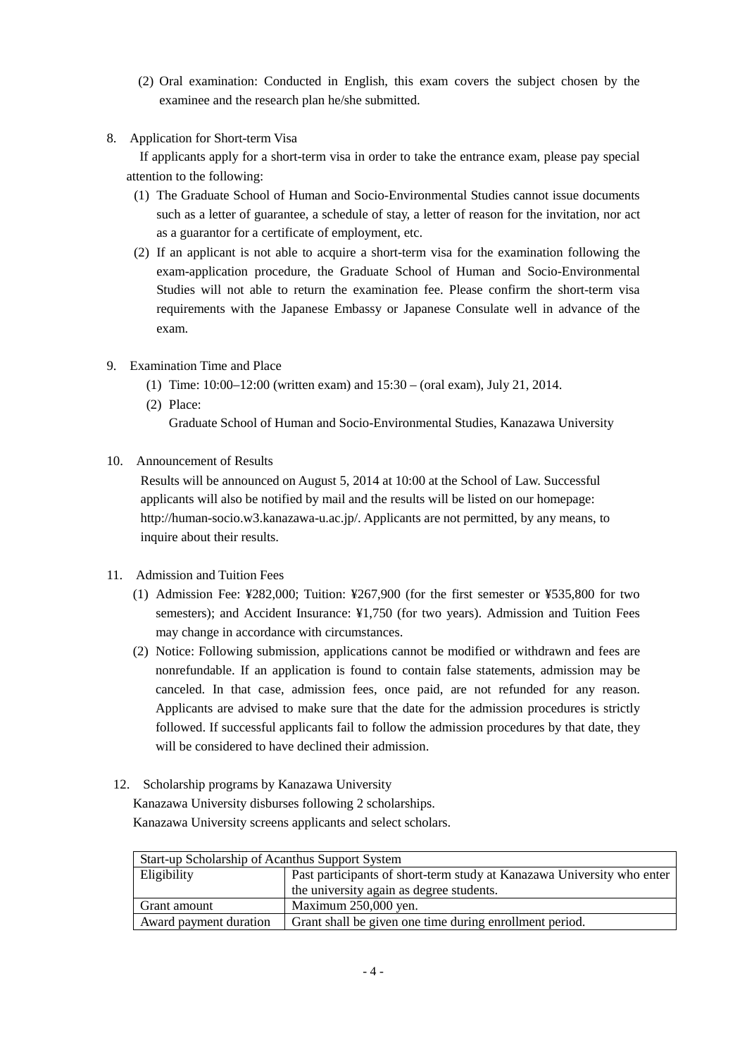(2) Oral examination: Conducted in English, this exam covers the subject chosen by the examinee and the research plan he/she submitted.

8. Application for Short-term Visa

If applicants apply for a short-term visa in order to take the entrance exam, please pay special attention to the following:

(1) The Graduate School of Human and Socio-Environmental Studies cannot issue documents such as a letter of guarantee, a schedule of stay, a letter of reason for the invitation, nor act as a guarantor for a certificate of employment, etc.

(2) If an applicant is not able to acquire a short-term visa for the examination following the exam-application procedure, the Graduate School of Human and Socio-Environmental Studies will not able to return the examination fee. Please confirm the short-term visa requirements with the Japanese Embassy or Japanese Consulate well in advance of the exam.

9. Examination Time and Place

(1) Time: 10:00–12:00 (written exam) and 15:30 – (oral exam), July 21, 2014.

(2) Place:
Graduate School of Human and Socio-Environmental Studies, Kanazawa University

10. Announcement of Results

Results will be announced on August 5, 2014 at 10:00 at the School of Law. Successful applicants will also be notified by mail and the results will be listed on our homepage: http://human-socio.w3.kanazawa-u.ac.jp/. Applicants are not permitted, by any means, to inquire about their results.

11. Admission and Tuition Fees

(1) Admission Fee: ¥282,000; Tuition: ¥267,900 (for the first semester or ¥535,800 for two semesters); and Accident Insurance: ¥1,750 (for two years). Admission and Tuition Fees may change in accordance with circumstances.

(2) Notice: Following submission, applications cannot be modified or withdrawn and fees are nonrefundable. If an application is found to contain false statements, admission may be canceled. In that case, admission fees, once paid, are not refunded for any reason. Applicants are advised to make sure that the date for the admission procedures is strictly followed. If successful applicants fail to follow the admission procedures by that date, they will be considered to have declined their admission.

12. Scholarship programs by Kanazawa University

Kanazawa University disburses following 2 scholarships.
Kanazawa University screens applicants and select scholars.

| Start-up Scholarship of Acanthus Support System | |
|---|---|
| Eligibility | Past participants of short-term study at Kanazawa University who enter the university again as degree students. |
| Grant amount | Maximum 250,000 yen. |
| Award payment duration | Grant shall be given one time during enrollment period. |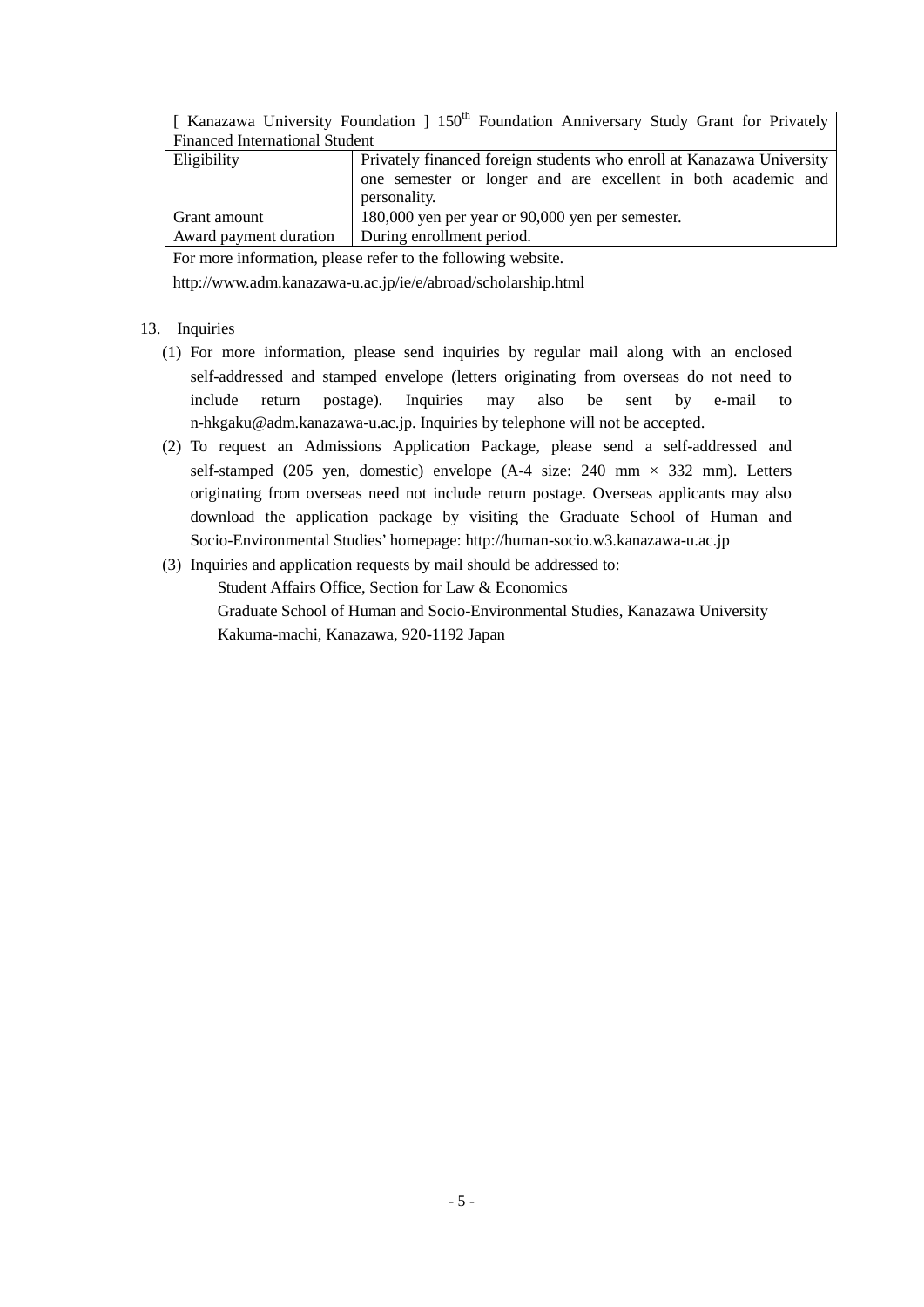| [ Kanazawa University Foundation ] 150th Foundation Anniversary Study Grant for Privately Financed International Student | |
|---|---|
| Eligibility | Privately financed foreign students who enroll at Kanazawa University one semester or longer and are excellent in both academic and personality. |
| Grant amount | 180,000 yen per year or 90,000 yen per semester. |
| Award payment duration | During enrollment period. |

For more information, please refer to the following website.

http://www.adm.kanazawa-u.ac.jp/ie/e/abroad/scholarship.html

13. Inquiries

(1) For more information, please send inquiries by regular mail along with an enclosed self-addressed and stamped envelope (letters originating from overseas do not need to include return postage). Inquiries may also be sent by e-mail to n-hkgaku@adm.kanazawa-u.ac.jp. Inquiries by telephone will not be accepted.

(2) To request an Admissions Application Package, please send a self-addressed and self-stamped (205 yen, domestic) envelope (A-4 size: 240 mm × 332 mm). Letters originating from overseas need not include return postage. Overseas applicants may also download the application package by visiting the Graduate School of Human and Socio-Environmental Studies' homepage: http://human-socio.w3.kanazawa-u.ac.jp

(3) Inquiries and application requests by mail should be addressed to:

Student Affairs Office, Section for Law & Economics
Graduate School of Human and Socio-Environmental Studies, Kanazawa University
Kakuma-machi, Kanazawa, 920-1192 Japan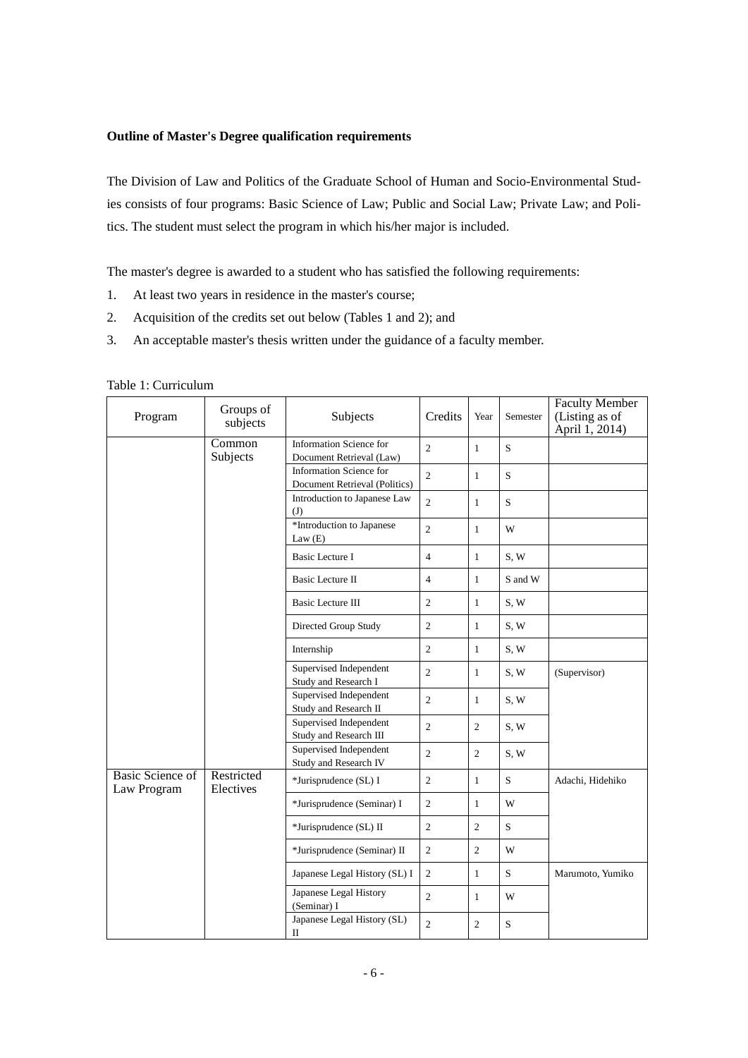**Outline of Master's Degree qualification requirements**

The Division of Law and Politics of the Graduate School of Human and Socio-Environmental Studies consists of four programs: Basic Science of Law; Public and Social Law; Private Law; and Politics. The student must select the program in which his/her major is included.

The master's degree is awarded to a student who has satisfied the following requirements:

1. At least two years in residence in the master's course;
2. Acquisition of the credits set out below (Tables 1 and 2); and
3. An acceptable master's thesis written under the guidance of a faculty member.

Table 1: Curriculum

| Program | Groups of subjects | Subjects | Credits | Year | Semester | Faculty Member (Listing as of April 1, 2014) |
|---|---|---|---|---|---|---|
| | Common Subjects | Information Science for Document Retrieval (Law) | 2 | 1 | S | |
| | | Information Science for Document Retrieval (Politics) | 2 | 1 | S | |
| | | Introduction to Japanese Law (J) | 2 | 1 | S | |
| | | *Introduction to Japanese Law (E) | 2 | 1 | W | |
| | | Basic Lecture I | 4 | 1 | S, W | |
| | | Basic Lecture II | 4 | 1 | S and W | |
| | | Basic Lecture III | 2 | 1 | S, W | |
| | | Directed Group Study | 2 | 1 | S, W | |
| | | Internship | 2 | 1 | S, W | |
| | | Supervised Independent Study and Research I | 2 | 1 | S, W | (Supervisor) |
| | | Supervised Independent Study and Research II | 2 | 1 | S, W | |
| | | Supervised Independent Study and Research III | 2 | 2 | S, W | |
| | | Supervised Independent Study and Research IV | 2 | 2 | S, W | |
| Basic Science of Law Program | Restricted Electives | *Jurisprudence (SL) I | 2 | 1 | S | Adachi, Hidehiko |
| | | *Jurisprudence (Seminar) I | 2 | 1 | W | |
| | | *Jurisprudence (SL) II | 2 | 2 | S | |
| | | *Jurisprudence (Seminar) II | 2 | 2 | W | |
| | | Japanese Legal History (SL) I | 2 | 1 | S | Marumoto, Yumiko |
| | | Japanese Legal History (Seminar) I | 2 | 1 | W | |
| | | Japanese Legal History (SL) II | 2 | 2 | S | |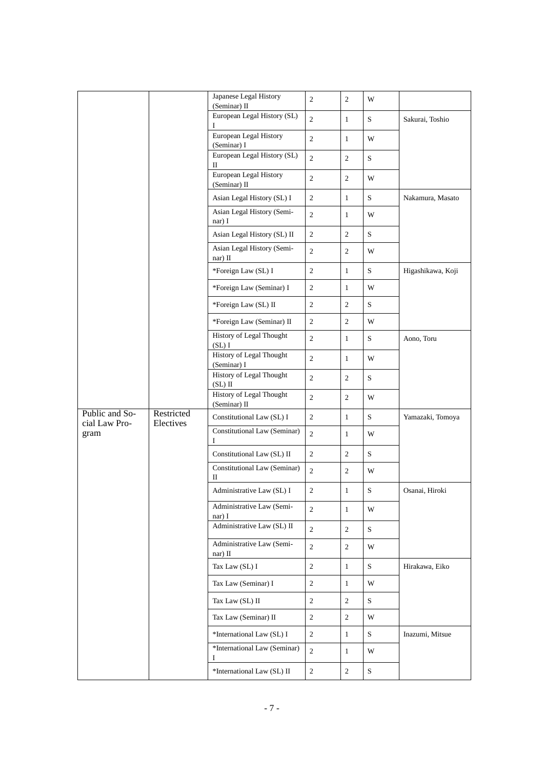| | | | | | | |
|---|---|---|---|---|---|---|
| | | Japanese Legal History (Seminar) II | 2 | 2 | W | |
| | | European Legal History (SL) I | 2 | 1 | S | Sakurai, Toshio |
| | | European Legal History (Seminar) I | 2 | 1 | W | |
| | | European Legal History (SL) II | 2 | 2 | S | |
| | | European Legal History (Seminar) II | 2 | 2 | W | |
| | | Asian Legal History (SL) I | 2 | 1 | S | Nakamura, Masato |
| | | Asian Legal History (Seminar) I | 2 | 1 | W | |
| | | Asian Legal History (SL) II | 2 | 2 | S | |
| | | Asian Legal History (Seminar) II | 2 | 2 | W | |
| | | *Foreign Law (SL) I | 2 | 1 | S | Higashikawa, Koji |
| | | *Foreign Law (Seminar) I | 2 | 1 | W | |
| | | *Foreign Law (SL) II | 2 | 2 | S | |
| | | *Foreign Law (Seminar) II | 2 | 2 | W | |
| | | History of Legal Thought (SL) I | 2 | 1 | S | Aono, Toru |
| | | History of Legal Thought (Seminar) I | 2 | 1 | W | |
| | | History of Legal Thought (SL) II | 2 | 2 | S | |
| | | History of Legal Thought (Seminar) II | 2 | 2 | W | |
| Public and Social Law Program | Restricted Electives | Constitutional Law (SL) I | 2 | 1 | S | Yamazaki, Tomoya |
| | | Constitutional Law (Seminar) I | 2 | 1 | W | |
| | | Constitutional Law (SL) II | 2 | 2 | S | |
| | | Constitutional Law (Seminar) II | 2 | 2 | W | |
| | | Administrative Law (SL) I | 2 | 1 | S | Osanai, Hiroki |
| | | Administrative Law (Seminar) I | 2 | 1 | W | |
| | | Administrative Law (SL) II | 2 | 2 | S | |
| | | Administrative Law (Seminar) II | 2 | 2 | W | |
| | | Tax Law (SL) I | 2 | 1 | S | Hirakawa, Eiko |
| | | Tax Law (Seminar) I | 2 | 1 | W | |
| | | Tax Law (SL) II | 2 | 2 | S | |
| | | Tax Law (Seminar) II | 2 | 2 | W | |
| | | *International Law (SL) I | 2 | 1 | S | Inazumi, Mitsue |
| | | *International Law (Seminar) I | 2 | 1 | W | |
| | | *International Law (SL) II | 2 | 2 | S | |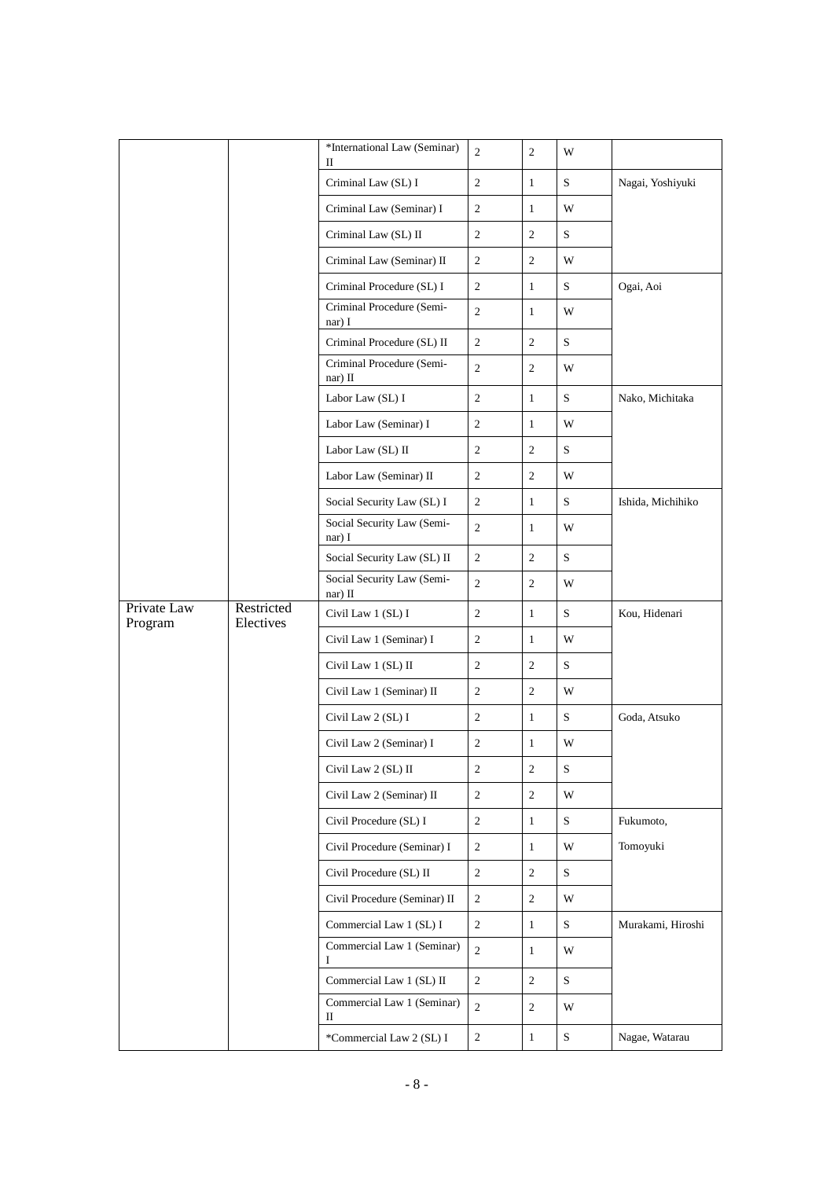| | | *International Law (Seminar) II | 2 | 2 | W | |
|---|---|---|---|---|---|---|
| | | Criminal Law (SL) I | 2 | 1 | S | Nagai, Yoshiyuki |
| | | Criminal Law (Seminar) I | 2 | 1 | W | |
| | | Criminal Law (SL) II | 2 | 2 | S | |
| | | Criminal Law (Seminar) II | 2 | 2 | W | |
| | | Criminal Procedure (SL) I | 2 | 1 | S | Ogai, Aoi |
| | | Criminal Procedure (Seminar) I | 2 | 1 | W | |
| | | Criminal Procedure (SL) II | 2 | 2 | S | |
| | | Criminal Procedure (Seminar) II | 2 | 2 | W | |
| | | Labor Law (SL) I | 2 | 1 | S | Nako, Michitaka |
| | | Labor Law (Seminar) I | 2 | 1 | W | |
| | | Labor Law (SL) II | 2 | 2 | S | |
| | | Labor Law (Seminar) II | 2 | 2 | W | |
| | | Social Security Law (SL) I | 2 | 1 | S | Ishida, Michihiko |
| | | Social Security Law (Seminar) I | 2 | 1 | W | |
| | | Social Security Law (SL) II | 2 | 2 | S | |
| | | Social Security Law (Seminar) II | 2 | 2 | W | |
| Private Law Program | Restricted Electives | Civil Law 1 (SL) I | 2 | 1 | S | Kou, Hidenari |
| | | Civil Law 1 (Seminar) I | 2 | 1 | W | |
| | | Civil Law 1 (SL) II | 2 | 2 | S | |
| | | Civil Law 1 (Seminar) II | 2 | 2 | W | |
| | | Civil Law 2 (SL) I | 2 | 1 | S | Goda, Atsuko |
| | | Civil Law 2 (Seminar) I | 2 | 1 | W | |
| | | Civil Law 2 (SL) II | 2 | 2 | S | |
| | | Civil Law 2 (Seminar) II | 2 | 2 | W | |
| | | Civil Procedure (SL) I | 2 | 1 | S | Fukumoto, Tomoyuki |
| | | Civil Procedure (Seminar) I | 2 | 1 | W | |
| | | Civil Procedure (SL) II | 2 | 2 | S | |
| | | Civil Procedure (Seminar) II | 2 | 2 | W | |
| | | Commercial Law 1 (SL) I | 2 | 1 | S | Murakami, Hiroshi |
| | | Commercial Law 1 (Seminar) I | 2 | 1 | W | |
| | | Commercial Law 1 (SL) II | 2 | 2 | S | |
| | | Commercial Law 1 (Seminar) II | 2 | 2 | W | |
| | | *Commercial Law 2 (SL) I | 2 | 1 | S | Nagae, Watarau |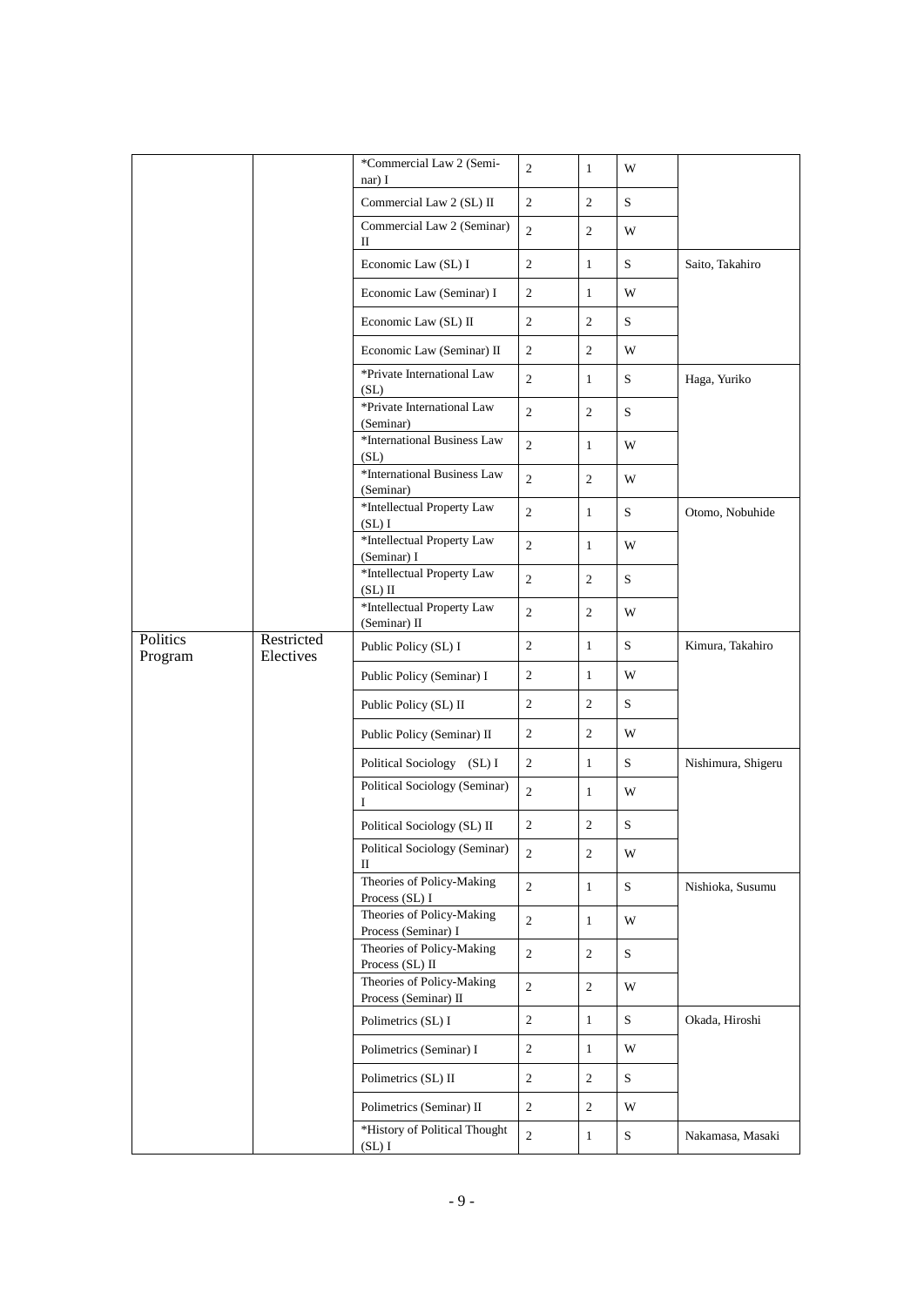| | | | | | | |
|---|---|---|---|---|---|---|
| | | *Commercial Law 2 (Seminar) I | 2 | 1 | W | |
| | | Commercial Law 2 (SL) II | 2 | 2 | S | |
| | | Commercial Law 2 (Seminar) II | 2 | 2 | W | |
| | | Economic Law (SL) I | 2 | 1 | S | Saito, Takahiro |
| | | Economic Law (Seminar) I | 2 | 1 | W | |
| | | Economic Law (SL) II | 2 | 2 | S | |
| | | Economic Law (Seminar) II | 2 | 2 | W | |
| | | *Private International Law (SL) | 2 | 1 | S | Haga, Yuriko |
| | | *Private International Law (Seminar) | 2 | 2 | S | |
| | | *International Business Law (SL) | 2 | 1 | W | |
| | | *International Business Law (Seminar) | 2 | 2 | W | |
| | | *Intellectual Property Law (SL) I | 2 | 1 | S | Otomo, Nobuhide |
| | | *Intellectual Property Law (Seminar) I | 2 | 1 | W | |
| | | *Intellectual Property Law (SL) II | 2 | 2 | S | |
| | | *Intellectual Property Law (Seminar) II | 2 | 2 | W | |
| Politics Program | Restricted Electives | Public Policy (SL) I | 2 | 1 | S | Kimura, Takahiro |
| | | Public Policy (Seminar) I | 2 | 1 | W | |
| | | Public Policy (SL) II | 2 | 2 | S | |
| | | Public Policy (Seminar) II | 2 | 2 | W | |
| | | Political Sociology (SL) I | 2 | 1 | S | Nishimura, Shigeru |
| | | Political Sociology (Seminar) I | 2 | 1 | W | |
| | | Political Sociology (SL) II | 2 | 2 | S | |
| | | Political Sociology (Seminar) II | 2 | 2 | W | |
| | | Theories of Policy-Making Process (SL) I | 2 | 1 | S | Nishioka, Susumu |
| | | Theories of Policy-Making Process (Seminar) I | 2 | 1 | W | |
| | | Theories of Policy-Making Process (SL) II | 2 | 2 | S | |
| | | Theories of Policy-Making Process (Seminar) II | 2 | 2 | W | |
| | | Polimetrics (SL) I | 2 | 1 | S | Okada, Hiroshi |
| | | Polimetrics (Seminar) I | 2 | 1 | W | |
| | | Polimetrics (SL) II | 2 | 2 | S | |
| | | Polimetrics (Seminar) II | 2 | 2 | W | |
| | | *History of Political Thought (SL) I | 2 | 1 | S | Nakamasa, Masaki |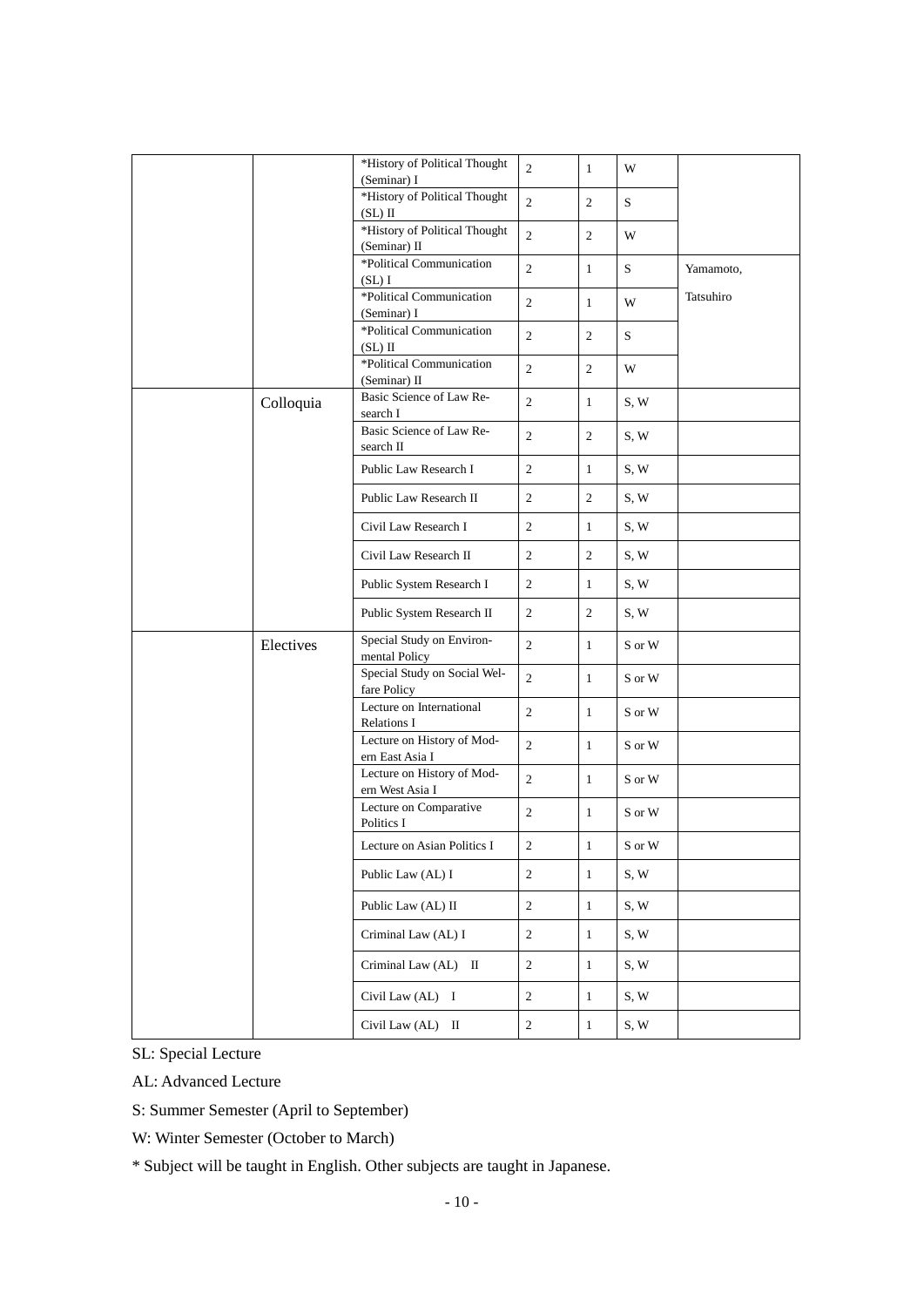| | | | | | | |
|---|---|---|---|---|---|---|
| | | *History of Political Thought (Seminar) I | 2 | 1 | W | |
| | | *History of Political Thought (SL) II | 2 | 2 | S | |
| | | *History of Political Thought (Seminar) II | 2 | 2 | W | |
| | | *Political Communication (SL) I | 2 | 1 | S | Yamamoto, Tatsuhiro |
| | | *Political Communication (Seminar) I | 2 | 1 | W | |
| | | *Political Communication (SL) II | 2 | 2 | S | |
| | | *Political Communication (Seminar) II | 2 | 2 | W | |
| | Colloquia | Basic Science of Law Research I | 2 | 1 | S, W | |
| | | Basic Science of Law Research II | 2 | 2 | S, W | |
| | | Public Law Research I | 2 | 1 | S, W | |
| | | Public Law Research II | 2 | 2 | S, W | |
| | | Civil Law Research I | 2 | 1 | S, W | |
| | | Civil Law Research II | 2 | 2 | S, W | |
| | | Public System Research I | 2 | 1 | S, W | |
| | | Public System Research II | 2 | 2 | S, W | |
| | Electives | Special Study on Environmental Policy | 2 | 1 | S or W | |
| | | Special Study on Social Welfare Policy | 2 | 1 | S or W | |
| | | Lecture on International Relations I | 2 | 1 | S or W | |
| | | Lecture on History of Modern East Asia I | 2 | 1 | S or W | |
| | | Lecture on History of Modern West Asia I | 2 | 1 | S or W | |
| | | Lecture on Comparative Politics I | 2 | 1 | S or W | |
| | | Lecture on Asian Politics I | 2 | 1 | S or W | |
| | | Public Law (AL) I | 2 | 1 | S, W | |
| | | Public Law (AL) II | 2 | 1 | S, W | |
| | | Criminal Law (AL) I | 2 | 1 | S, W | |
| | | Criminal Law (AL) II | 2 | 1 | S, W | |
| | | Civil Law (AL) I | 2 | 1 | S, W | |
| | | Civil Law (AL) II | 2 | 1 | S, W | |

SL: Special Lecture

AL: Advanced Lecture

S: Summer Semester (April to September)

W: Winter Semester (October to March)

* Subject will be taught in English. Other subjects are taught in Japanese.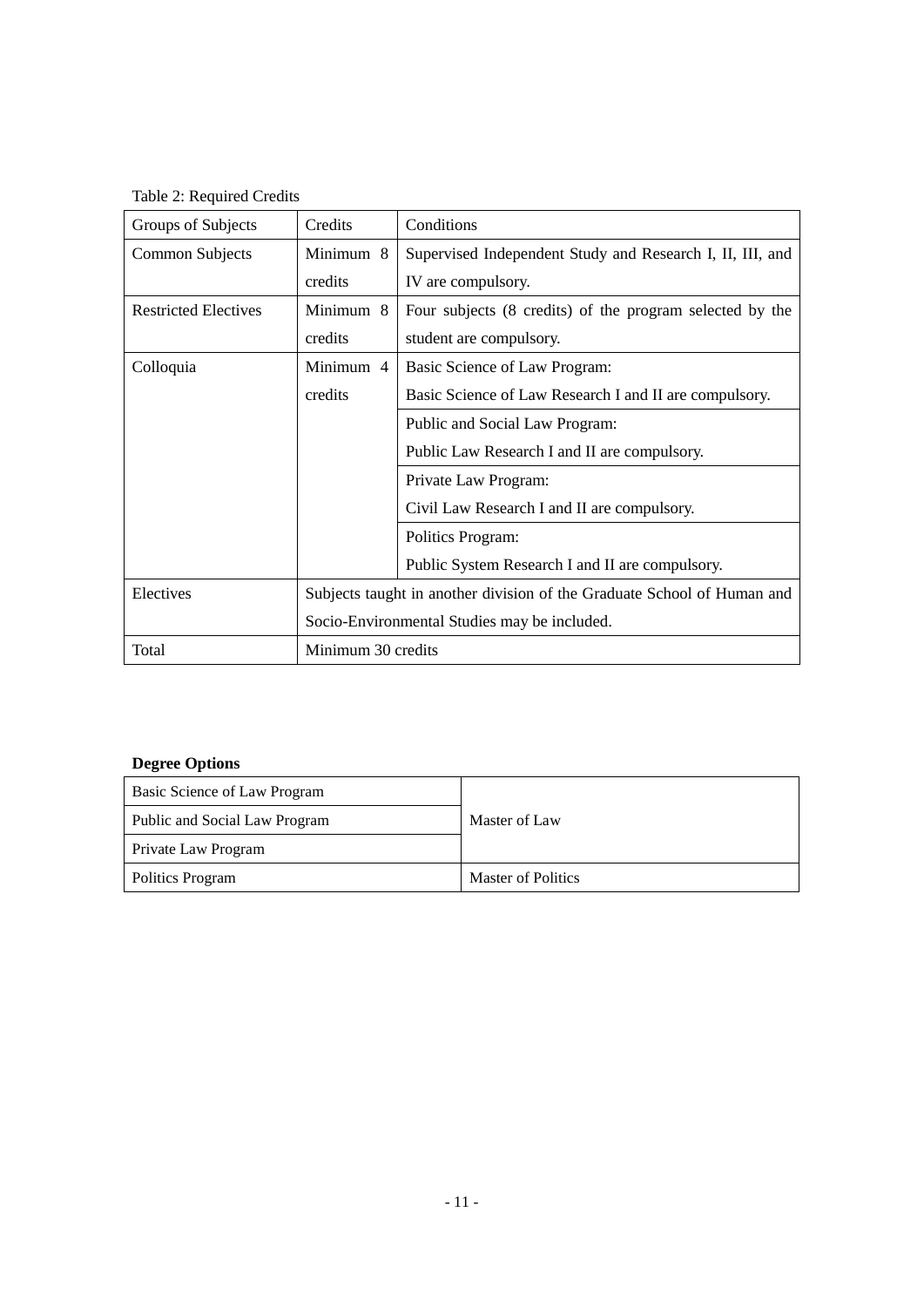Table 2: Required Credits

| Groups of Subjects | Credits | Conditions |
|---|---|---|
| Common Subjects | Minimum 8 credits | Supervised Independent Study and Research I, II, III, and IV are compulsory. |
| Restricted Electives | Minimum 8 credits | Four subjects (8 credits) of the program selected by the student are compulsory. |
| Colloquia | Minimum 4 credits | Basic Science of Law Program: Basic Science of Law Research I and II are compulsory. |
| | | Public and Social Law Program: Public Law Research I and II are compulsory. |
| | | Private Law Program: Civil Law Research I and II are compulsory. |
| | | Politics Program: Public System Research I and II are compulsory. |
| Electives | Subjects taught in another division of the Graduate School of Human and Socio-Environmental Studies may be included. | |
| Total | Minimum 30 credits | |

**Degree Options**

| | |
|---|---|
| Basic Science of Law Program | Master of Law |
| Public and Social Law Program | |
| Private Law Program | |
| Politics Program | Master of Politics |